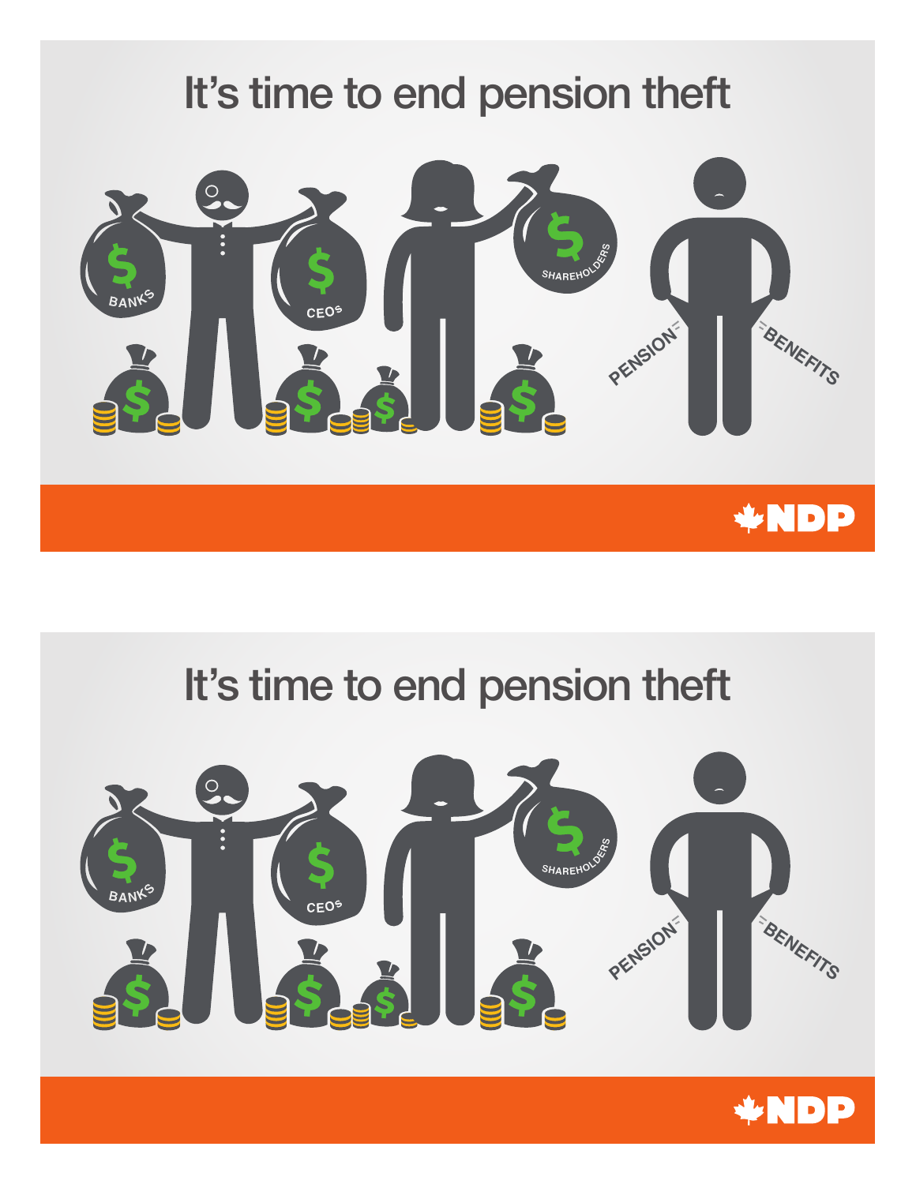# It's time to end pension theft

BANKS

CEOs

SHAREHOLDERS

PENSION

BENEFITS

NDP

# It's time to end pension theft

BANKS

CEOs

SHAREHOLDERS

PENSION

BENEFITS

NDP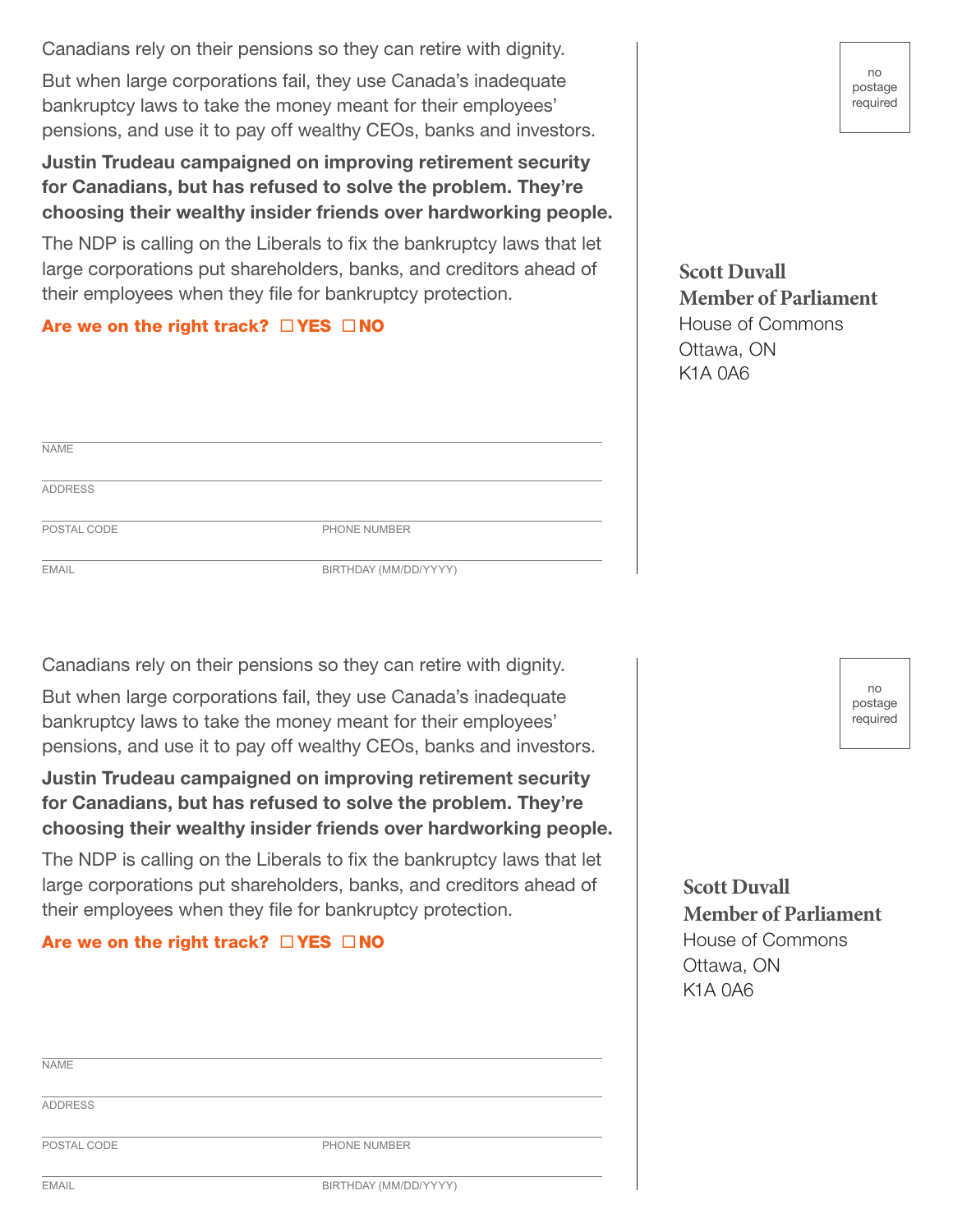Canadians rely on their pensions so they can retire with dignity.

But when large corporations fail, they use Canada's inadequate bankruptcy laws to take the money meant for their employees' pensions, and use it to pay off wealthy CEOs, banks and investors.

**Justin Trudeau campaigned on improving retirement security for Canadians, but has refused to solve the problem. They're choosing their wealthy insider friends over hardworking people.**

The NDP is calling on the Liberals to fix the bankruptcy laws that let large corporations put shareholders, banks, and creditors ahead of their employees when they file for bankruptcy protection.

**Are we on the right track? ☐ YES ☐ NO**

NAME

ADDRESS

POSTAL CODE PHONE NUMBER

EMAIL BIRTHDAY (MM/DD/YYYY)

no postage required

**Scott Duvall**
**Member of Parliament**
House of Commons
Ottawa, ON
K1A 0A6

Canadians rely on their pensions so they can retire with dignity.

But when large corporations fail, they use Canada's inadequate bankruptcy laws to take the money meant for their employees' pensions, and use it to pay off wealthy CEOs, banks and investors.

**Justin Trudeau campaigned on improving retirement security for Canadians, but has refused to solve the problem. They're choosing their wealthy insider friends over hardworking people.**

The NDP is calling on the Liberals to fix the bankruptcy laws that let large corporations put shareholders, banks, and creditors ahead of their employees when they file for bankruptcy protection.

**Are we on the right track? ☐ YES ☐ NO**

NAME

ADDRESS

POSTAL CODE PHONE NUMBER

EMAIL BIRTHDAY (MM/DD/YYYY)

no postage required

**Scott Duvall**
**Member of Parliament**
House of Commons
Ottawa, ON
K1A 0A6